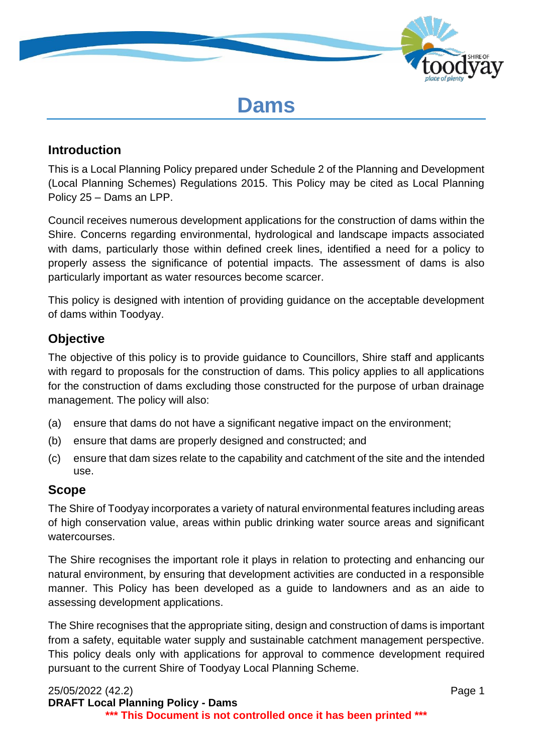# Dams

## Introduction

This is a Local Planning Policy prepared under Schedule 2 of the Planning and Development (Local Planning Schemes) Regulations 2015. This Policy may be cited as Local Planning Policy 25 – Dams an LPP.

Council receives numerous development applications for the construction of dams within the Shire. Concerns regarding environmental, hydrological and landscape impacts associated with dams, particularly those within defined creek lines, identified a need for a policy to properly assess the significance of potential impacts. The assessment of dams is also particularly important as water resources become scarcer.

This policy is designed with intention of providing guidance on the acceptable development of dams within Toodyay.

## Objective

The objective of this policy is to provide guidance to Councillors, Shire staff and applicants with regard to proposals for the construction of dams. This policy applies to all applications for the construction of dams excluding those constructed for the purpose of urban drainage management. The policy will also:

(a) ensure that dams do not have a significant negative impact on the environment;

(b) ensure that dams are properly designed and constructed; and

(c) ensure that dam sizes relate to the capability and catchment of the site and the intended use.

## Scope

The Shire of Toodyay incorporates a variety of natural environmental features including areas of high conservation value, areas within public drinking water source areas and significant watercourses.

The Shire recognises the important role it plays in relation to protecting and enhancing our natural environment, by ensuring that development activities are conducted in a responsible manner. This Policy has been developed as a guide to landowners and as an aide to assessing development applications.

The Shire recognises that the appropriate siting, design and construction of dams is important from a safety, equitable water supply and sustainable catchment management perspective. This policy deals only with applications for approval to commence development required pursuant to the current Shire of Toodyay Local Planning Scheme.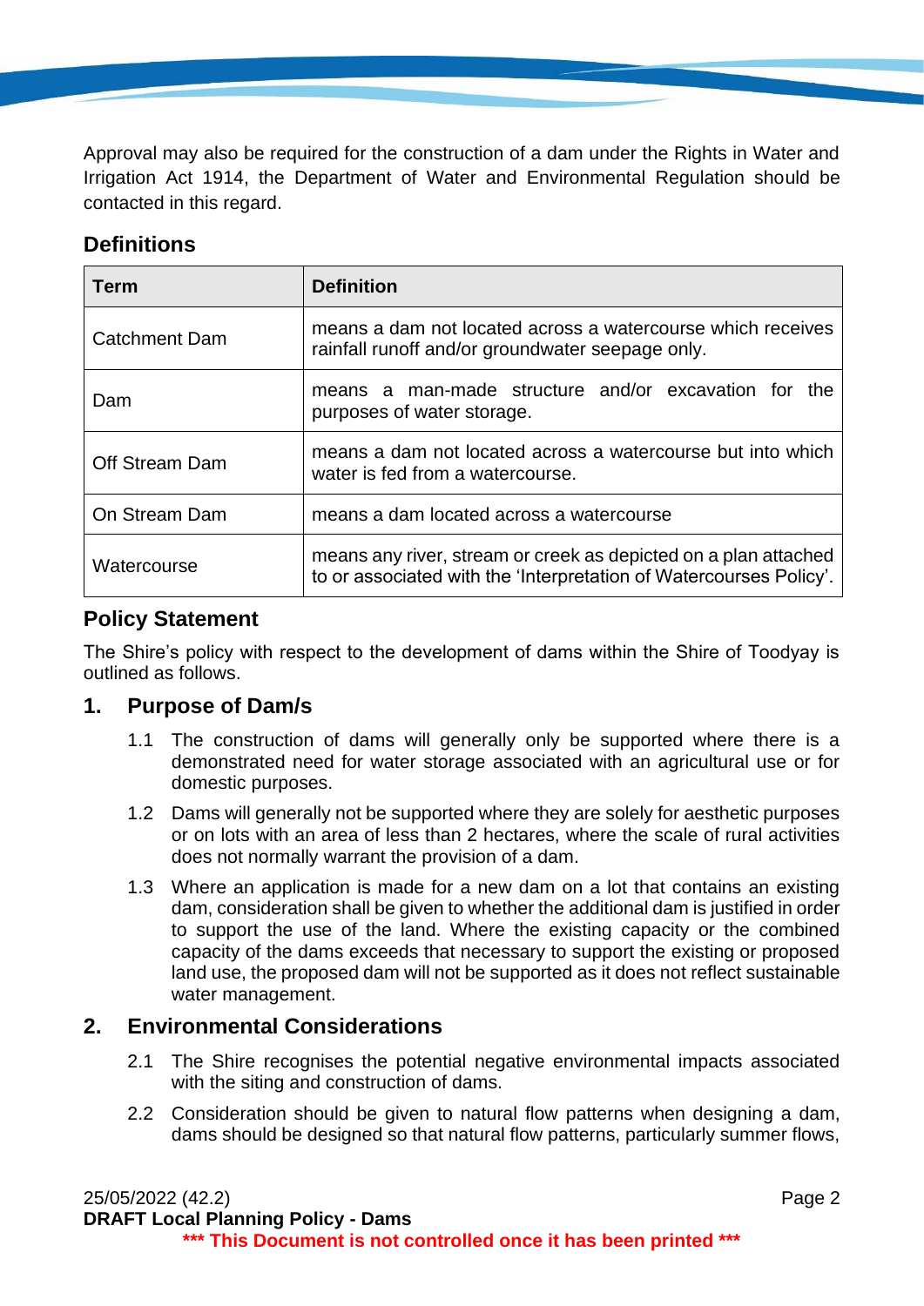Approval may also be required for the construction of a dam under the Rights in Water and Irrigation Act 1914, the Department of Water and Environmental Regulation should be contacted in this regard.

## Definitions

| Term | Definition |
|---|---|
| Catchment Dam | means a dam not located across a watercourse which receives rainfall runoff and/or groundwater seepage only. |
| Dam | means a man-made structure and/or excavation for the purposes of water storage. |
| Off Stream Dam | means a dam not located across a watercourse but into which water is fed from a watercourse. |
| On Stream Dam | means a dam located across a watercourse |
| Watercourse | means any river, stream or creek as depicted on a plan attached to or associated with the 'Interpretation of Watercourses Policy'. |

## Policy Statement

The Shire's policy with respect to the development of dams within the Shire of Toodyay is outlined as follows.

## 1. Purpose of Dam/s

1.1 The construction of dams will generally only be supported where there is a demonstrated need for water storage associated with an agricultural use or for domestic purposes.

1.2 Dams will generally not be supported where they are solely for aesthetic purposes or on lots with an area of less than 2 hectares, where the scale of rural activities does not normally warrant the provision of a dam.

1.3 Where an application is made for a new dam on a lot that contains an existing dam, consideration shall be given to whether the additional dam is justified in order to support the use of the land. Where the existing capacity or the combined capacity of the dams exceeds that necessary to support the existing or proposed land use, the proposed dam will not be supported as it does not reflect sustainable water management.

## 2. Environmental Considerations

2.1 The Shire recognises the potential negative environmental impacts associated with the siting and construction of dams.

2.2 Consideration should be given to natural flow patterns when designing a dam, dams should be designed so that natural flow patterns, particularly summer flows,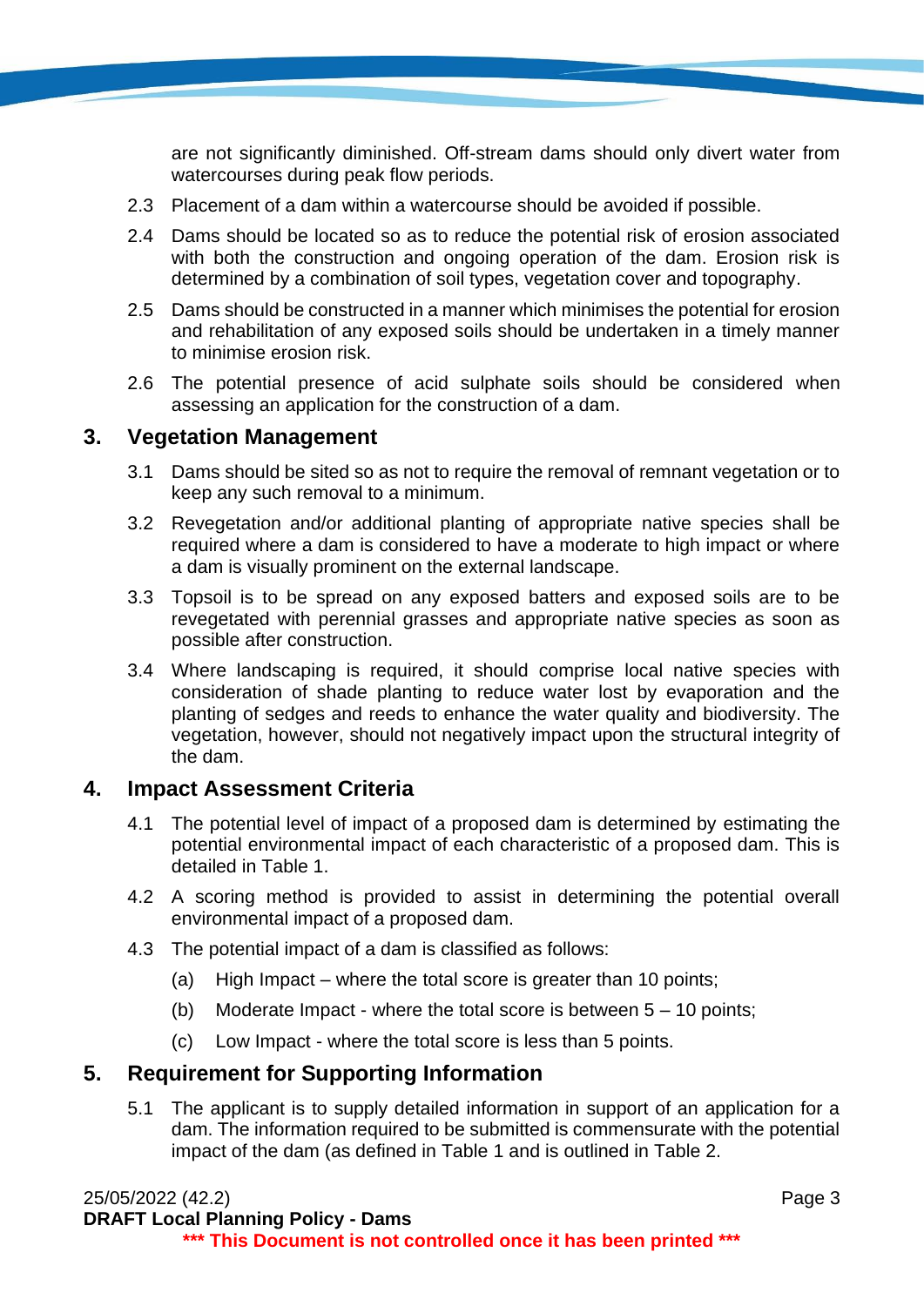are not significantly diminished. Off-stream dams should only divert water from watercourses during peak flow periods.

2.3 Placement of a dam within a watercourse should be avoided if possible.

2.4 Dams should be located so as to reduce the potential risk of erosion associated with both the construction and ongoing operation of the dam. Erosion risk is determined by a combination of soil types, vegetation cover and topography.

2.5 Dams should be constructed in a manner which minimises the potential for erosion and rehabilitation of any exposed soils should be undertaken in a timely manner to minimise erosion risk.

2.6 The potential presence of acid sulphate soils should be considered when assessing an application for the construction of a dam.

## 3. Vegetation Management

3.1 Dams should be sited so as not to require the removal of remnant vegetation or to keep any such removal to a minimum.

3.2 Revegetation and/or additional planting of appropriate native species shall be required where a dam is considered to have a moderate to high impact or where a dam is visually prominent on the external landscape.

3.3 Topsoil is to be spread on any exposed batters and exposed soils are to be revegetated with perennial grasses and appropriate native species as soon as possible after construction.

3.4 Where landscaping is required, it should comprise local native species with consideration of shade planting to reduce water lost by evaporation and the planting of sedges and reeds to enhance the water quality and biodiversity. The vegetation, however, should not negatively impact upon the structural integrity of the dam.

## 4. Impact Assessment Criteria

4.1 The potential level of impact of a proposed dam is determined by estimating the potential environmental impact of each characteristic of a proposed dam. This is detailed in Table 1.

4.2 A scoring method is provided to assist in determining the potential overall environmental impact of a proposed dam.

4.3 The potential impact of a dam is classified as follows:

(a) High Impact – where the total score is greater than 10 points;

(b) Moderate Impact - where the total score is between 5 – 10 points;

(c) Low Impact - where the total score is less than 5 points.

## 5. Requirement for Supporting Information

5.1 The applicant is to supply detailed information in support of an application for a dam. The information required to be submitted is commensurate with the potential impact of the dam (as defined in Table 1 and is outlined in Table 2.

25/05/2022 (42.2)
**DRAFT Local Planning Policy - Dams**
***** This Document is not controlled once it has been printed *****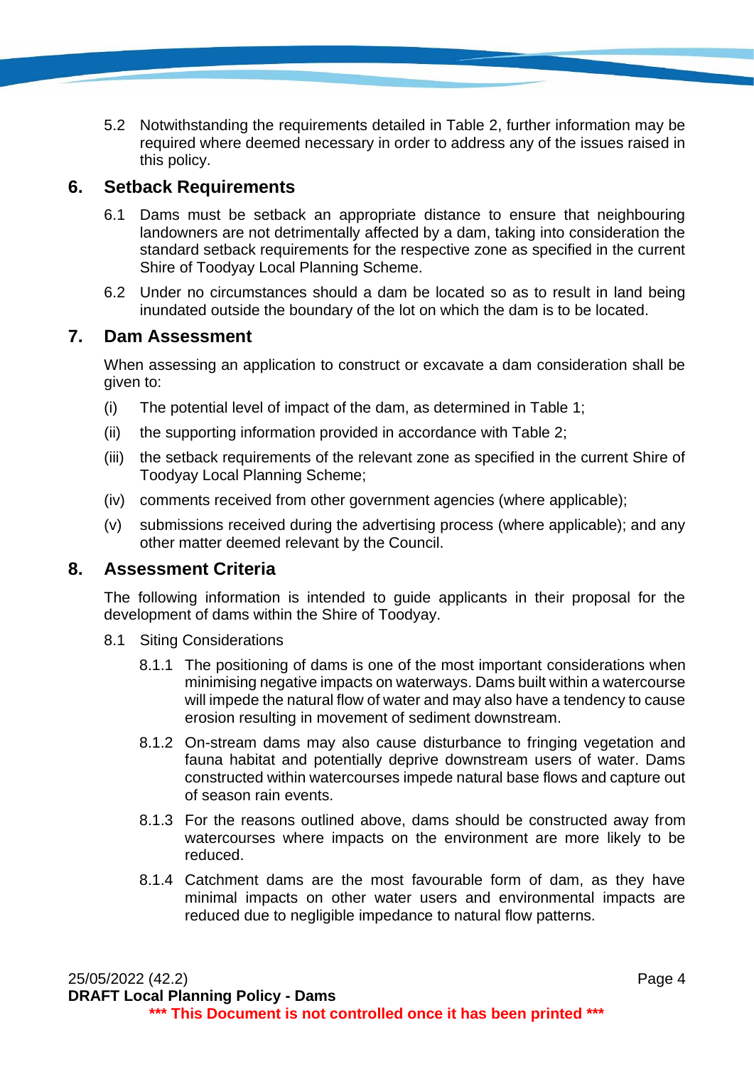5.2 Notwithstanding the requirements detailed in Table 2, further information may be required where deemed necessary in order to address any of the issues raised in this policy.

## 6. Setback Requirements

6.1 Dams must be setback an appropriate distance to ensure that neighbouring landowners are not detrimentally affected by a dam, taking into consideration the standard setback requirements for the respective zone as specified in the current Shire of Toodyay Local Planning Scheme.

6.2 Under no circumstances should a dam be located so as to result in land being inundated outside the boundary of the lot on which the dam is to be located.

## 7. Dam Assessment

When assessing an application to construct or excavate a dam consideration shall be given to:

(i) The potential level of impact of the dam, as determined in Table 1;

(ii) the supporting information provided in accordance with Table 2;

(iii) the setback requirements of the relevant zone as specified in the current Shire of Toodyay Local Planning Scheme;

(iv) comments received from other government agencies (where applicable);

(v) submissions received during the advertising process (where applicable); and any other matter deemed relevant by the Council.

## 8. Assessment Criteria

The following information is intended to guide applicants in their proposal for the development of dams within the Shire of Toodyay.

8.1 Siting Considerations

8.1.1 The positioning of dams is one of the most important considerations when minimising negative impacts on waterways. Dams built within a watercourse will impede the natural flow of water and may also have a tendency to cause erosion resulting in movement of sediment downstream.

8.1.2 On-stream dams may also cause disturbance to fringing vegetation and fauna habitat and potentially deprive downstream users of water. Dams constructed within watercourses impede natural base flows and capture out of season rain events.

8.1.3 For the reasons outlined above, dams should be constructed away from watercourses where impacts on the environment are more likely to be reduced.

8.1.4 Catchment dams are the most favourable form of dam, as they have minimal impacts on other water users and environmental impacts are reduced due to negligible impedance to natural flow patterns.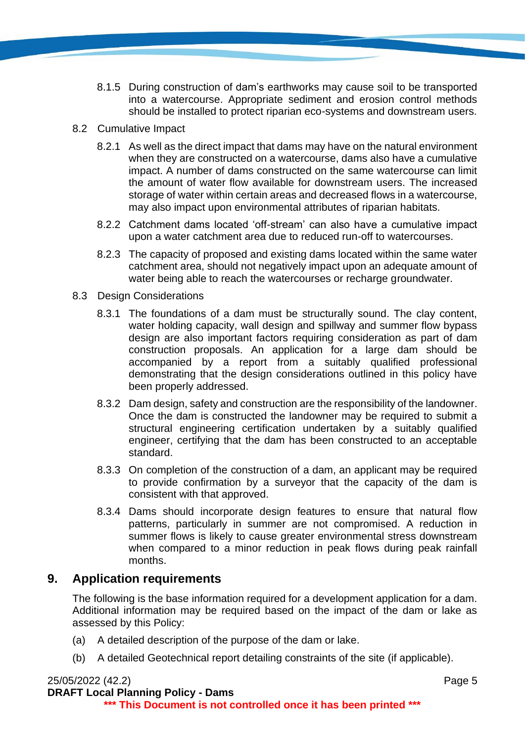8.1.5 During construction of dam's earthworks may cause soil to be transported into a watercourse. Appropriate sediment and erosion control methods should be installed to protect riparian eco-systems and downstream users.

8.2 Cumulative Impact

8.2.1 As well as the direct impact that dams may have on the natural environment when they are constructed on a watercourse, dams also have a cumulative impact. A number of dams constructed on the same watercourse can limit the amount of water flow available for downstream users. The increased storage of water within certain areas and decreased flows in a watercourse, may also impact upon environmental attributes of riparian habitats.

8.2.2 Catchment dams located 'off-stream' can also have a cumulative impact upon a water catchment area due to reduced run-off to watercourses.

8.2.3 The capacity of proposed and existing dams located within the same water catchment area, should not negatively impact upon an adequate amount of water being able to reach the watercourses or recharge groundwater.

8.3 Design Considerations

8.3.1 The foundations of a dam must be structurally sound. The clay content, water holding capacity, wall design and spillway and summer flow bypass design are also important factors requiring consideration as part of dam construction proposals. An application for a large dam should be accompanied by a report from a suitably qualified professional demonstrating that the design considerations outlined in this policy have been properly addressed.

8.3.2 Dam design, safety and construction are the responsibility of the landowner. Once the dam is constructed the landowner may be required to submit a structural engineering certification undertaken by a suitably qualified engineer, certifying that the dam has been constructed to an acceptable standard.

8.3.3 On completion of the construction of a dam, an applicant may be required to provide confirmation by a surveyor that the capacity of the dam is consistent with that approved.

8.3.4 Dams should incorporate design features to ensure that natural flow patterns, particularly in summer are not compromised. A reduction in summer flows is likely to cause greater environmental stress downstream when compared to a minor reduction in peak flows during peak rainfall months.

## 9. Application requirements

The following is the base information required for a development application for a dam. Additional information may be required based on the impact of the dam or lake as assessed by this Policy:

(a) A detailed description of the purpose of the dam or lake.

(b) A detailed Geotechnical report detailing constraints of the site (if applicable).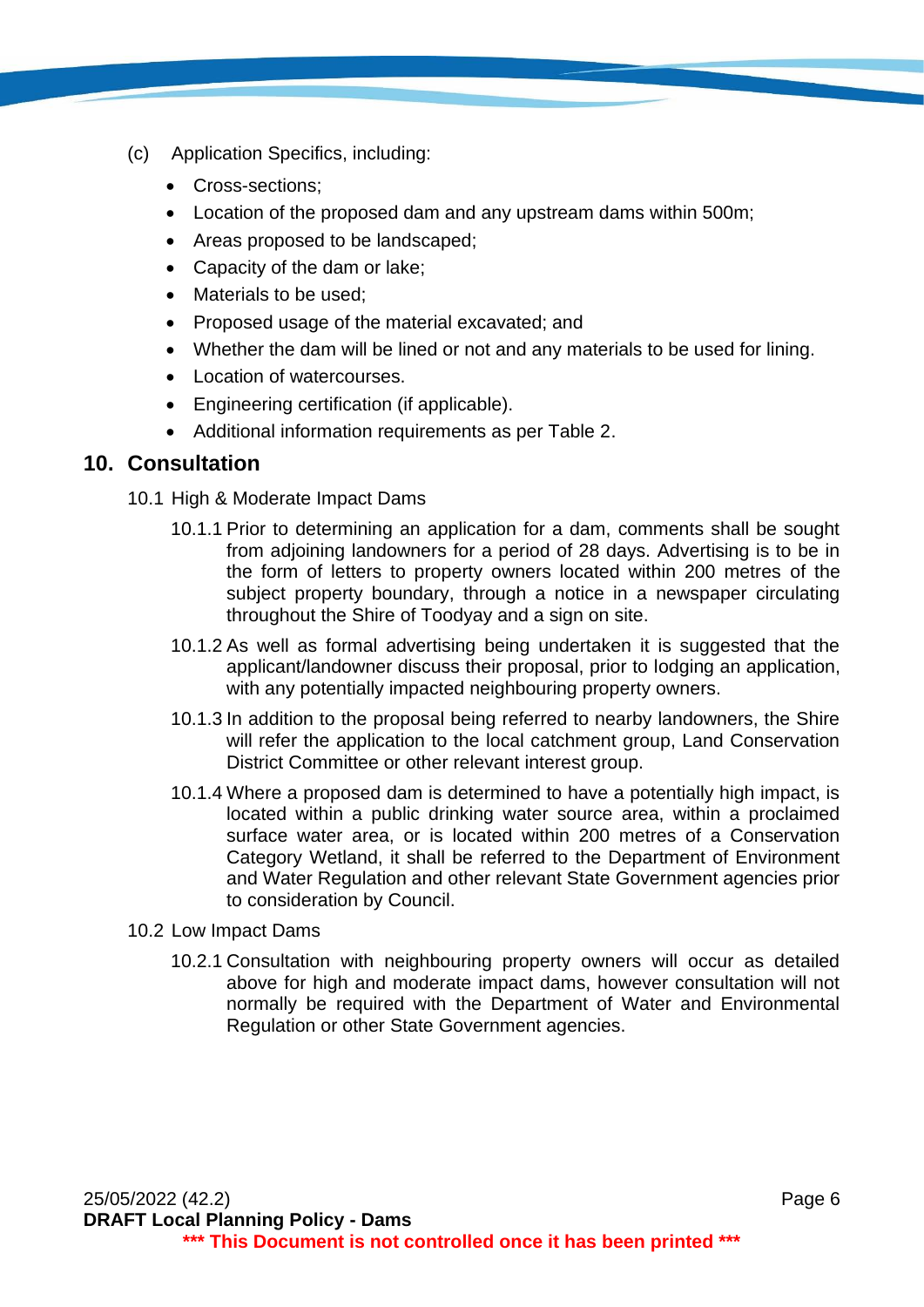(c) Application Specifics, including:

- Cross-sections;
- Location of the proposed dam and any upstream dams within 500m;
- Areas proposed to be landscaped;
- Capacity of the dam or lake;
- Materials to be used;
- Proposed usage of the material excavated; and
- Whether the dam will be lined or not and any materials to be used for lining.
- Location of watercourses.
- Engineering certification (if applicable).
- Additional information requirements as per Table 2.

## 10. Consultation

10.1 High & Moderate Impact Dams

10.1.1 Prior to determining an application for a dam, comments shall be sought from adjoining landowners for a period of 28 days. Advertising is to be in the form of letters to property owners located within 200 metres of the subject property boundary, through a notice in a newspaper circulating throughout the Shire of Toodyay and a sign on site.

10.1.2 As well as formal advertising being undertaken it is suggested that the applicant/landowner discuss their proposal, prior to lodging an application, with any potentially impacted neighbouring property owners.

10.1.3 In addition to the proposal being referred to nearby landowners, the Shire will refer the application to the local catchment group, Land Conservation District Committee or other relevant interest group.

10.1.4 Where a proposed dam is determined to have a potentially high impact, is located within a public drinking water source area, within a proclaimed surface water area, or is located within 200 metres of a Conservation Category Wetland, it shall be referred to the Department of Environment and Water Regulation and other relevant State Government agencies prior to consideration by Council.

10.2 Low Impact Dams

10.2.1 Consultation with neighbouring property owners will occur as detailed above for high and moderate impact dams, however consultation will not normally be required with the Department of Water and Environmental Regulation or other State Government agencies.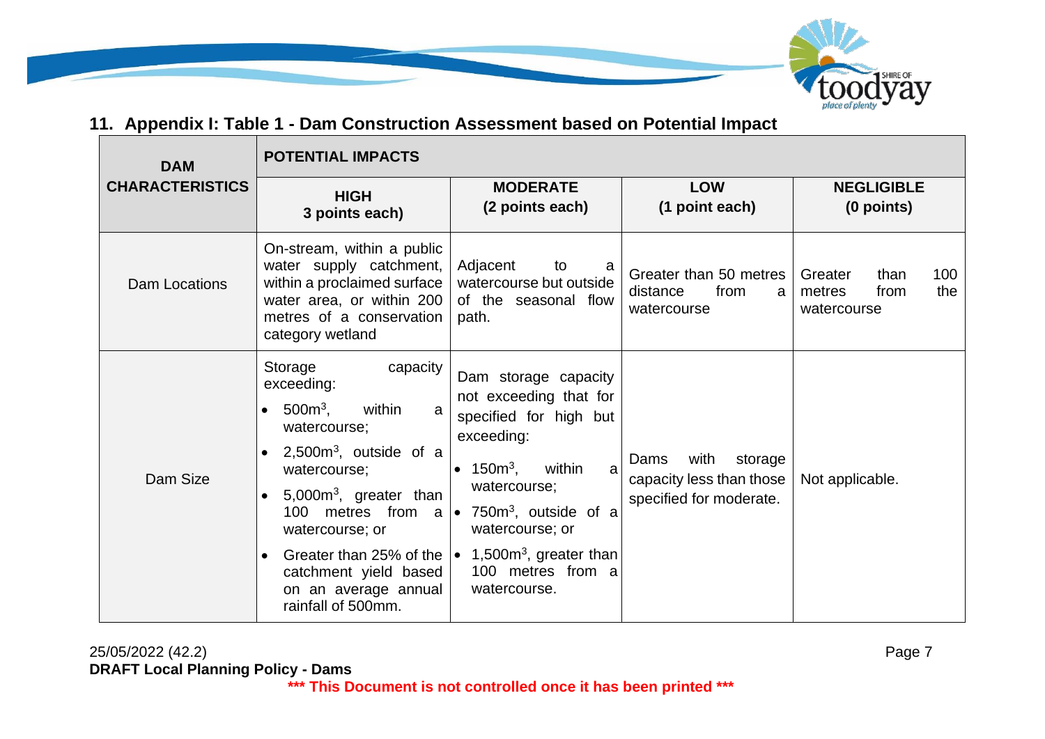## 11. Appendix I: Table 1 - Dam Construction Assessment based on Potential Impact

| DAM CHARACTERISTICS | POTENTIAL IMPACTS | | | |
|---|---|---|---|---|
| | **HIGH 3 points each)** | **MODERATE (2 points each)** | **LOW (1 point each)** | **NEGLIGIBLE (0 points)** |
| Dam Locations | On-stream, within a public water supply catchment, within a proclaimed surface water area, or within 200 metres of a conservation category wetland | Adjacent to a watercourse but outside of the seasonal flow path. | Greater than 50 metres distance from a watercourse | Greater than 100 metres from the watercourse |
| Dam Size | Storage capacity exceeding: <br>• $500m^3$, within a watercourse; <br>• $2,500m^3$, outside of a watercourse; <br>• $5,000m^3$, greater than 100 metres from a watercourse; or <br>• Greater than 25% of the catchment yield based on an average annual rainfall of 500mm. | Dam storage capacity not exceeding that for specified for high but exceeding: <br>• $150m^3$, within a watercourse; <br>• $750m^3$, outside of a watercourse; or <br>• $1,500m^3$, greater than 100 metres from a watercourse. | Dams with storage capacity less than those specified for moderate. | Not applicable. |

25/05/2022 (42.2)
**DRAFT Local Planning Policy - Dams**
***** This Document is not controlled once it has been printed *****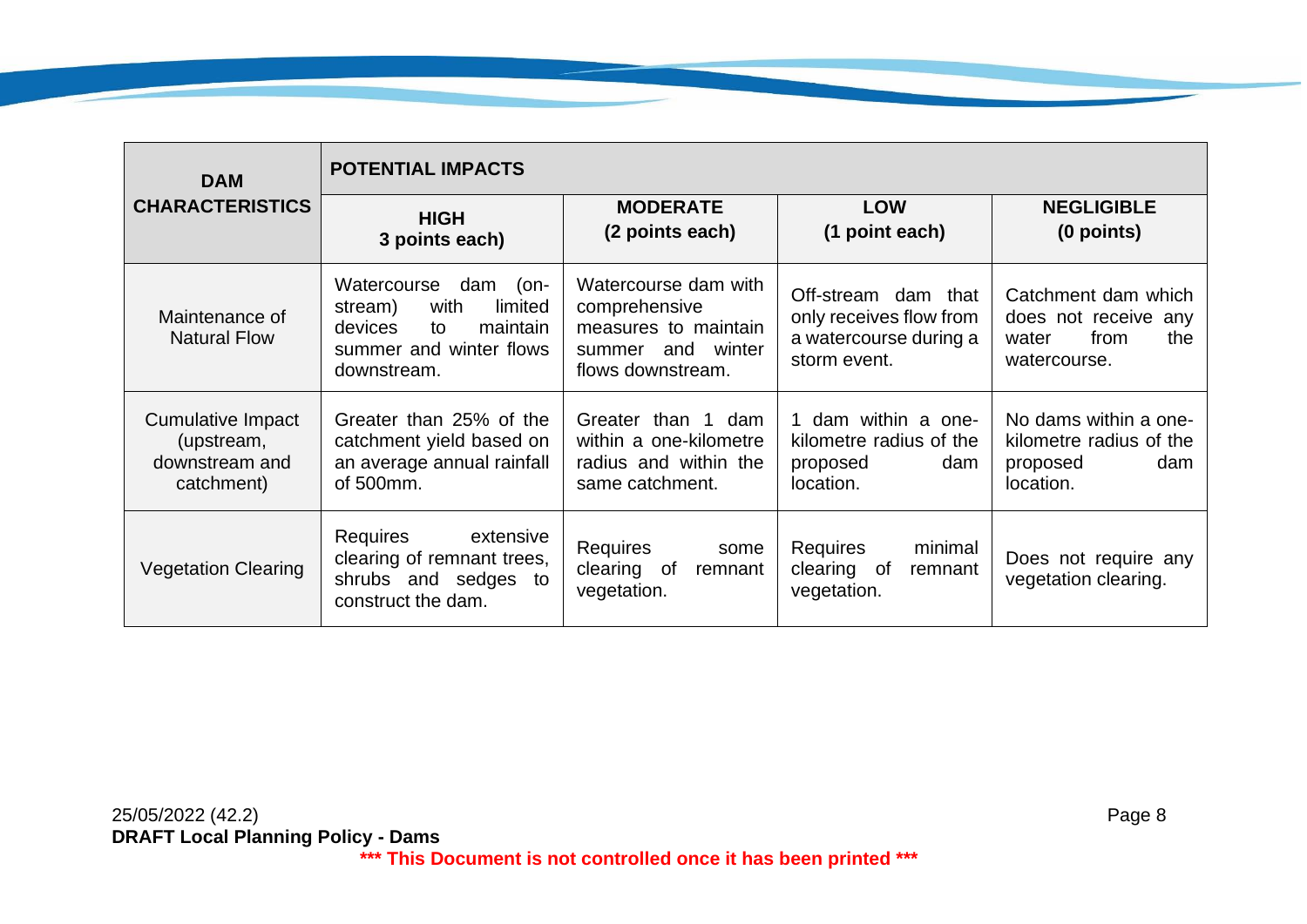| DAM CHARACTERISTICS | POTENTIAL IMPACTS | | | |
|---|---|---|---|---|
| | **HIGH 3 points each)** | **MODERATE (2 points each)** | **LOW (1 point each)** | **NEGLIGIBLE (0 points)** |
| Maintenance of Natural Flow | Watercourse dam (on-stream) with limited devices to maintain summer and winter flows downstream. | Watercourse dam with comprehensive measures to maintain summer and winter flows downstream. | Off-stream dam that only receives flow from a watercourse during a storm event. | Catchment dam which does not receive any water from the watercourse. |
| Cumulative Impact (upstream, downstream and catchment) | Greater than 25% of the catchment yield based on an average annual rainfall of 500mm. | Greater than 1 dam within a one-kilometre radius and within the same catchment. | 1 dam within a one-kilometre radius of the proposed dam location. | No dams within a one-kilometre radius of the proposed dam location. |
| Vegetation Clearing | Requires extensive clearing of remnant trees, shrubs and sedges to construct the dam. | Requires some clearing of remnant vegetation. | Requires minimal clearing of remnant vegetation. | Does not require any vegetation clearing. |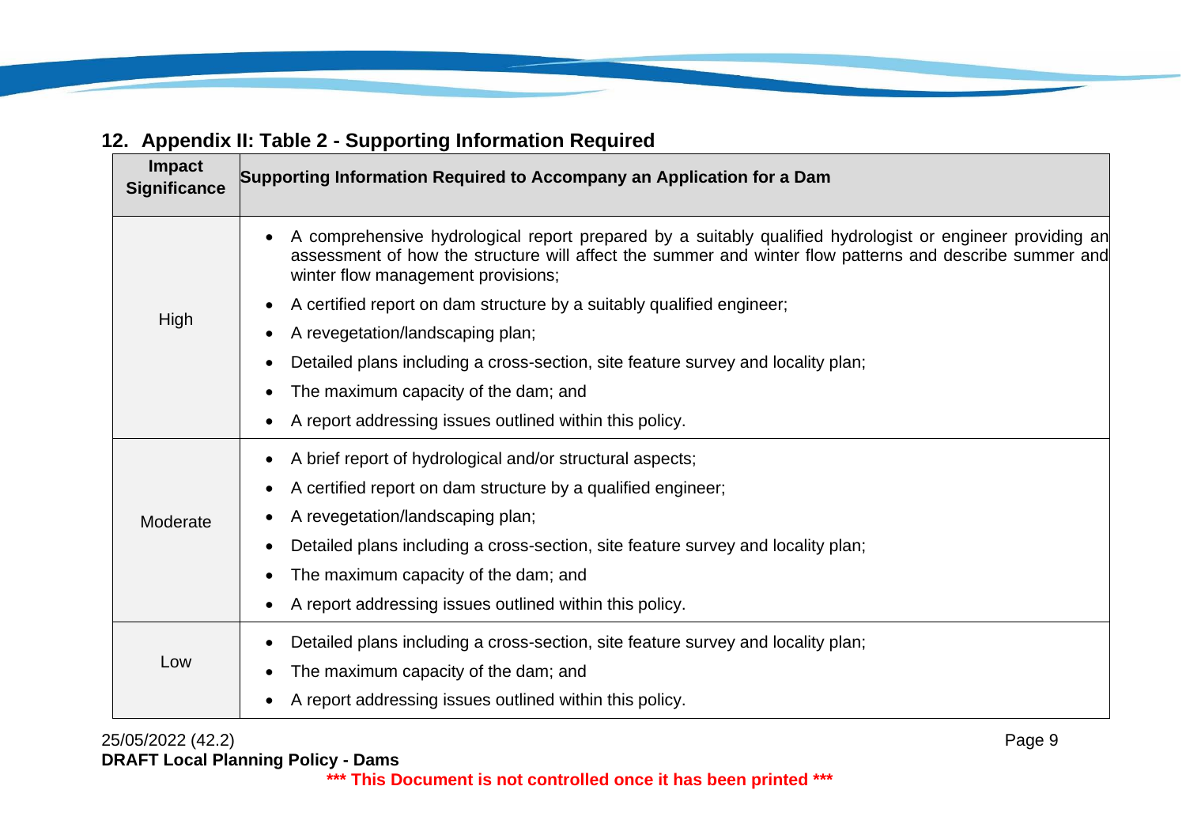## 12. Appendix II: Table 2 - Supporting Information Required

| Impact Significance | Supporting Information Required to Accompany an Application for a Dam |
|---|---|
| High | • A comprehensive hydrological report prepared by a suitably qualified hydrologist or engineer providing an assessment of how the structure will affect the summer and winter flow patterns and describe summer and winter flow management provisions;<br>• A certified report on dam structure by a suitably qualified engineer;<br>• A revegetation/landscaping plan;<br>• Detailed plans including a cross-section, site feature survey and locality plan;<br>• The maximum capacity of the dam; and<br>• A report addressing issues outlined within this policy. |
| Moderate | • A brief report of hydrological and/or structural aspects;<br>• A certified report on dam structure by a qualified engineer;<br>• A revegetation/landscaping plan;<br>• Detailed plans including a cross-section, site feature survey and locality plan;<br>• The maximum capacity of the dam; and<br>• A report addressing issues outlined within this policy. |
| Low | • Detailed plans including a cross-section, site feature survey and locality plan;<br>• The maximum capacity of the dam; and<br>• A report addressing issues outlined within this policy. |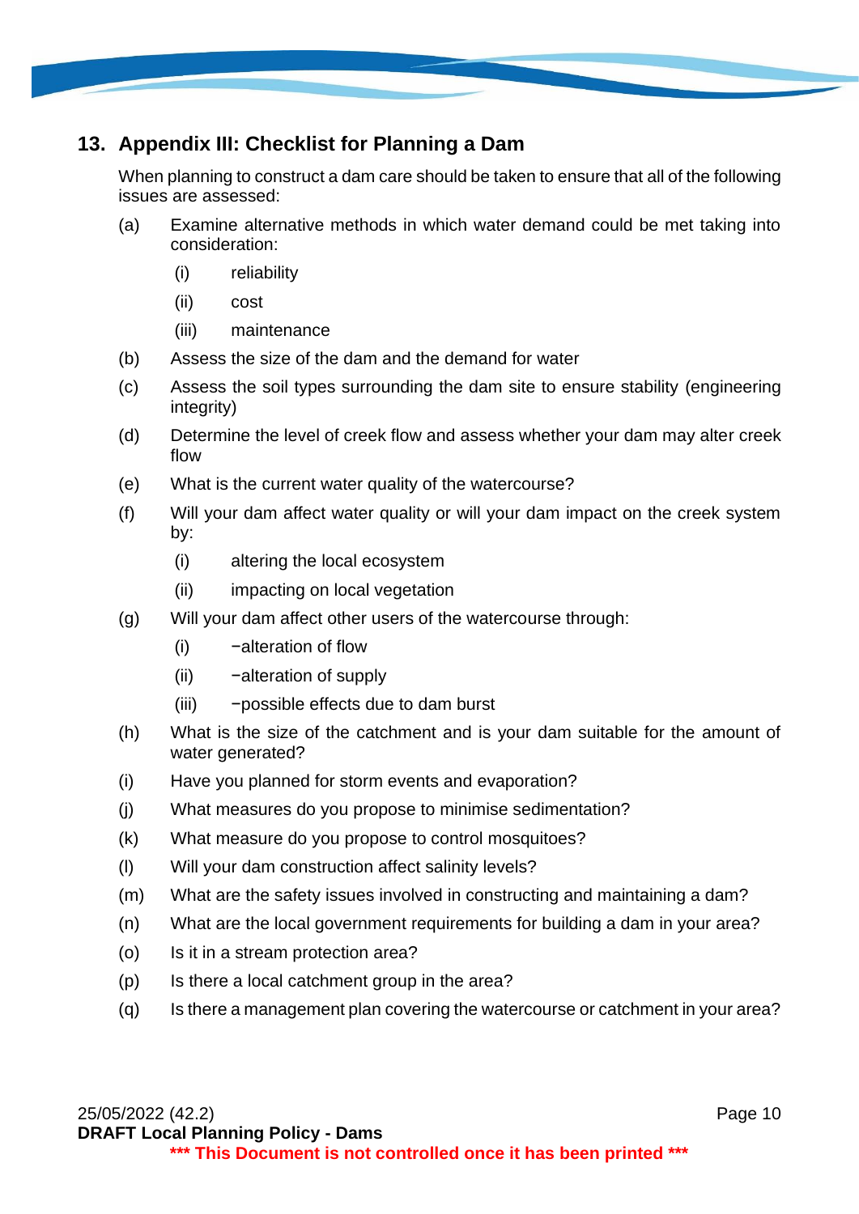## 13. Appendix III: Checklist for Planning a Dam

When planning to construct a dam care should be taken to ensure that all of the following issues are assessed:

(a) Examine alternative methods in which water demand could be met taking into consideration:

  (i) reliability

  (ii) cost

  (iii) maintenance

(b) Assess the size of the dam and the demand for water

(c) Assess the soil types surrounding the dam site to ensure stability (engineering integrity)

(d) Determine the level of creek flow and assess whether your dam may alter creek flow

(e) What is the current water quality of the watercourse?

(f) Will your dam affect water quality or will your dam impact on the creek system by:

  (i) altering the local ecosystem

  (ii) impacting on local vegetation

(g) Will your dam affect other users of the watercourse through:

  (i) −alteration of flow

  (ii) −alteration of supply

  (iii) −possible effects due to dam burst

(h) What is the size of the catchment and is your dam suitable for the amount of water generated?

(i) Have you planned for storm events and evaporation?

(j) What measures do you propose to minimise sedimentation?

(k) What measure do you propose to control mosquitoes?

(l) Will your dam construction affect salinity levels?

(m) What are the safety issues involved in constructing and maintaining a dam?

(n) What are the local government requirements for building a dam in your area?

(o) Is it in a stream protection area?

(p) Is there a local catchment group in the area?

(q) Is there a management plan covering the watercourse or catchment in your area?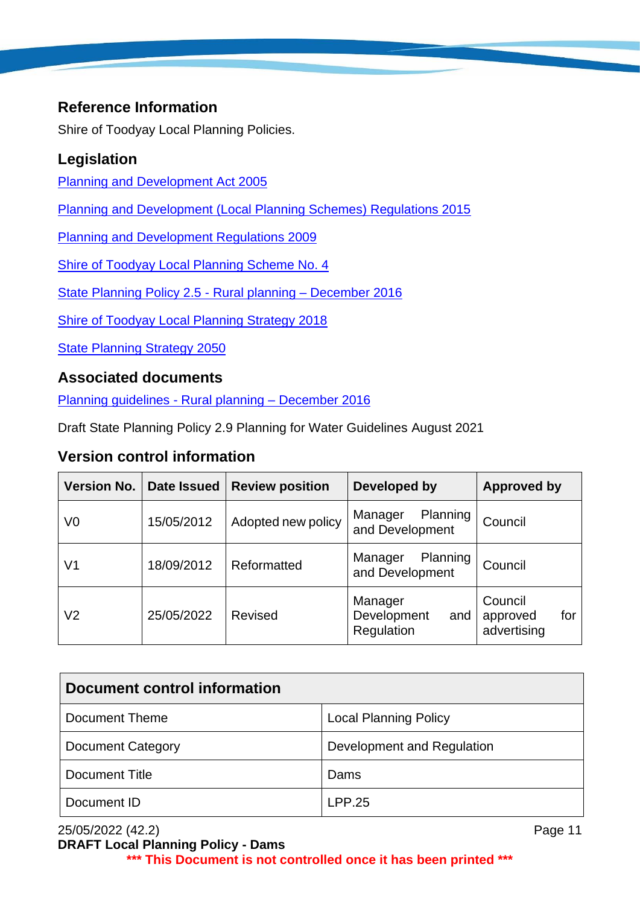## Reference Information

Shire of Toodyay Local Planning Policies.

## Legislation

Planning and Development Act 2005

Planning and Development (Local Planning Schemes) Regulations 2015

Planning and Development Regulations 2009

Shire of Toodyay Local Planning Scheme No. 4

State Planning Policy 2.5 - Rural planning – December 2016

Shire of Toodyay Local Planning Strategy 2018

State Planning Strategy 2050

## Associated documents

Planning guidelines - Rural planning – December 2016

Draft State Planning Policy 2.9 Planning for Water Guidelines August 2021

## Version control information

| Version No. | Date Issued | Review position | Developed by | Approved by |
|---|---|---|---|---|
| V0 | 15/05/2012 | Adopted new policy | Manager Planning and Development | Council |
| V1 | 18/09/2012 | Reformatted | Manager Planning and Development | Council |
| V2 | 25/05/2022 | Revised | Manager Development and Regulation | Council approved for advertising |

| Document control information | |
|---|---|
| Document Theme | Local Planning Policy |
| Document Category | Development and Regulation |
| Document Title | Dams |
| Document ID | LPP.25 |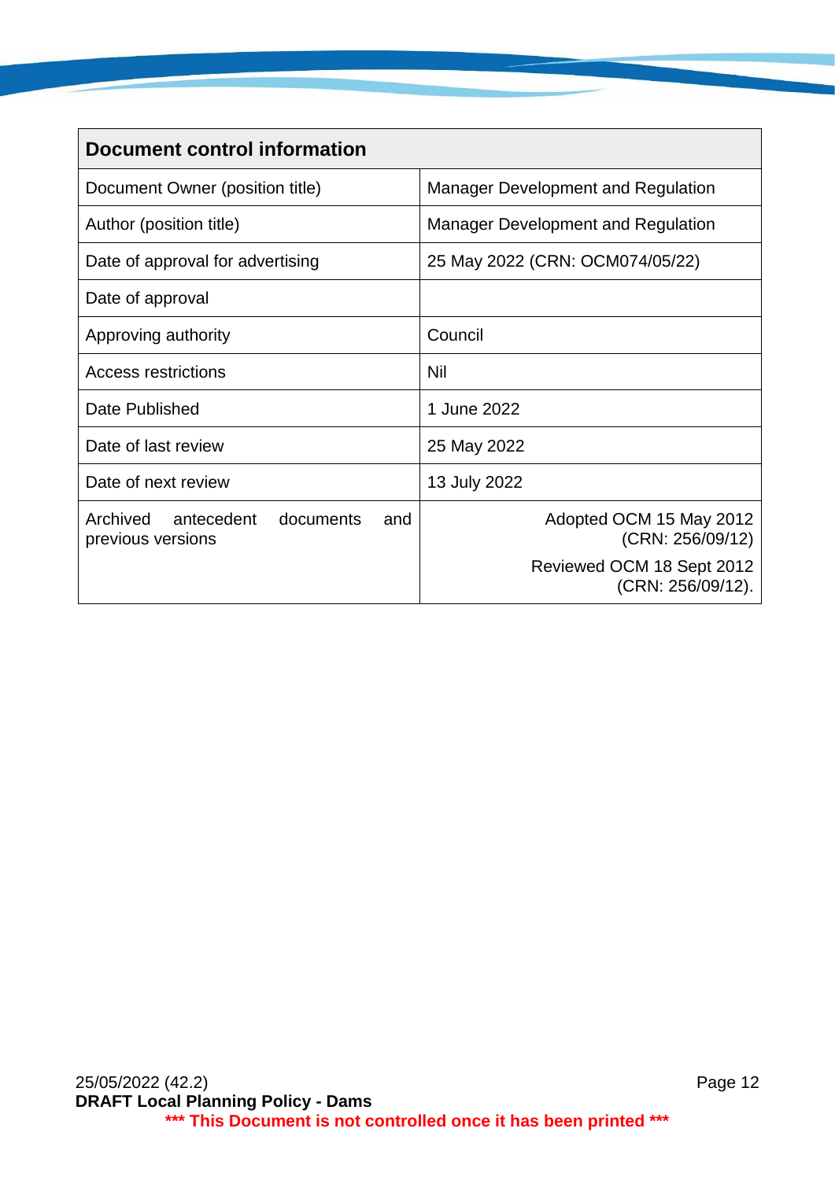| Document control information | |
|---|---|
| Document Owner (position title) | Manager Development and Regulation |
| Author (position title) | Manager Development and Regulation |
| Date of approval for advertising | 25 May 2022 (CRN: OCM074/05/22) |
| Date of approval | |
| Approving authority | Council |
| Access restrictions | Nil |
| Date Published | 1 June 2022 |
| Date of last review | 25 May 2022 |
| Date of next review | 13 July 2022 |
| Archived antecedent documents and previous versions | Adopted OCM 15 May 2012 (CRN: 256/09/12)<br>Reviewed OCM 18 Sept 2012 (CRN: 256/09/12). |

25/05/2022 (42.2)
**DRAFT Local Planning Policy - Dams**
**\*\*\* This Document is not controlled once it has been printed \*\*\***